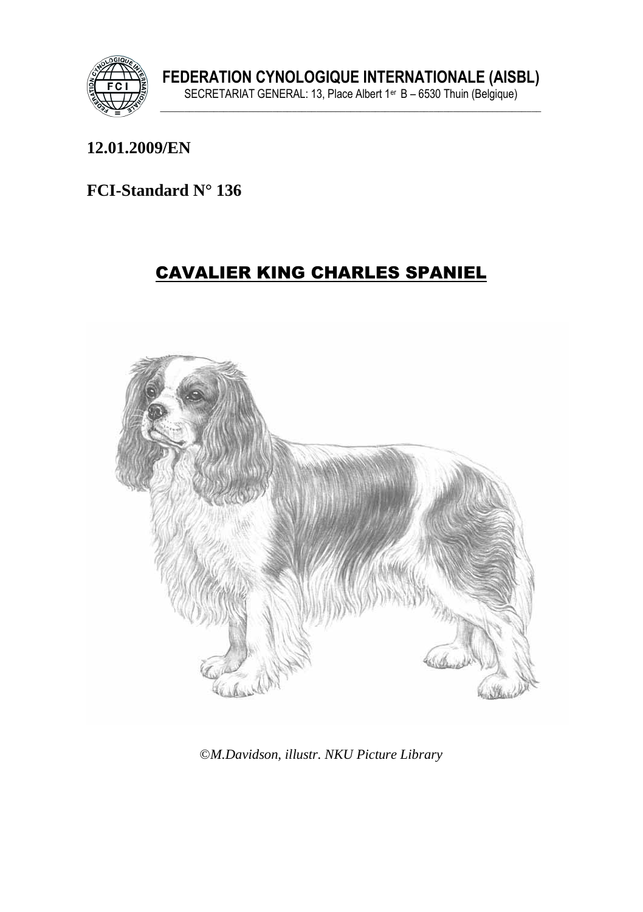**FEDERATION CYNOLOGIQUE INTERNATIONALE (AISBL)**

SECRETARIAT GENERAL: 13, Place Albert 1er B – 6530 Thuin (Belgique)

**12.01.2009/EN**

**FCI-Standard N° 136**

# CAVALIER KING CHARLES SPANIEL

*©M.Davidson, illustr. NKU Picture Library*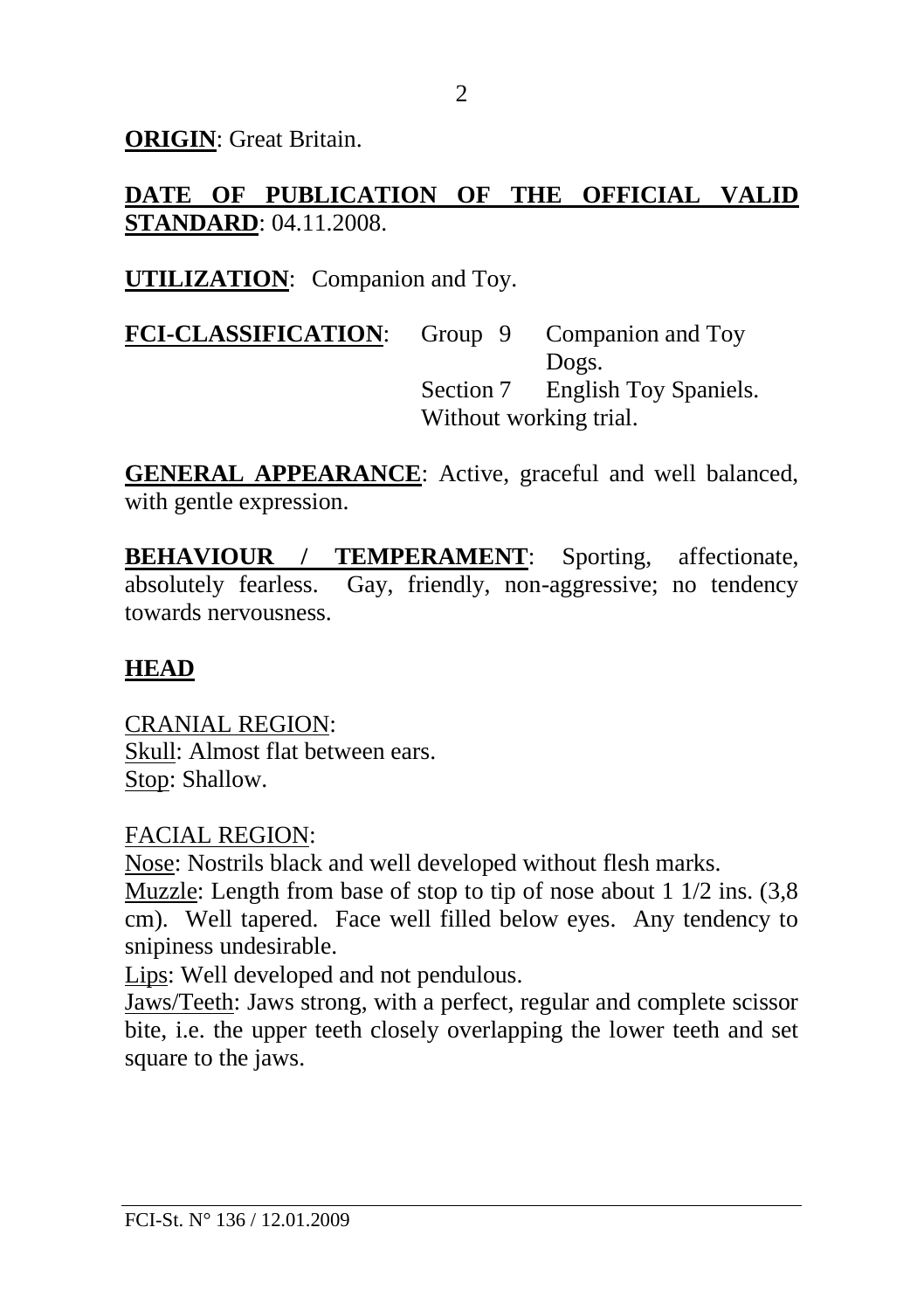**ORIGIN**: Great Britain.

**DATE OF PUBLICATION OF THE OFFICIAL VALID STANDARD**: 04.11.2008.

**UTILIZATION**: Companion and Toy.

**FCI-CLASSIFICATION**: Group 9 Companion and Toy Dogs.
Section 7 English Toy Spaniels.
Without working trial.

**GENERAL APPEARANCE**: Active, graceful and well balanced, with gentle expression.

**BEHAVIOUR / TEMPERAMENT**: Sporting, affectionate, absolutely fearless. Gay, friendly, non-aggressive; no tendency towards nervousness.

## HEAD

CRANIAL REGION:
Skull: Almost flat between ears.
Stop: Shallow.

FACIAL REGION:
Nose: Nostrils black and well developed without flesh marks.
Muzzle: Length from base of stop to tip of nose about 1 1/2 ins. (3,8 cm). Well tapered. Face well filled below eyes. Any tendency to snipiness undesirable.
Lips: Well developed and not pendulous.
Jaws/Teeth: Jaws strong, with a perfect, regular and complete scissor bite, i.e. the upper teeth closely overlapping the lower teeth and set square to the jaws.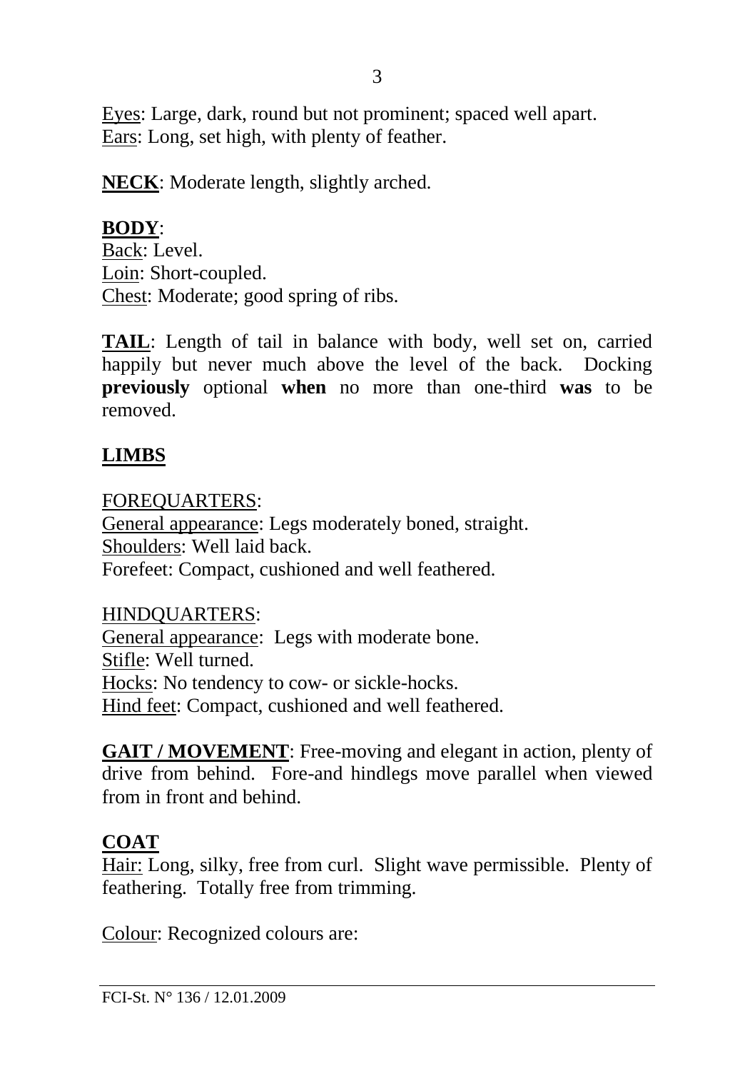<u>Eyes</u>: Large, dark, round but not prominent; spaced well apart.
<u>Ears</u>: Long, set high, with plenty of feather.

**<u>NECK</u>**: Moderate length, slightly arched.

**<u>BODY</u>**:
<u>Back</u>: Level.
<u>Loin</u>: Short-coupled.
<u>Chest</u>: Moderate; good spring of ribs.

**<u>TAIL</u>**: Length of tail in balance with body, well set on, carried happily but never much above the level of the back. Docking **previously** optional **when** no more than one-third **was** to be removed.

**<u>LIMBS</u>**

<u>FOREQUARTERS</u>:
<u>General appearance</u>: Legs moderately boned, straight.
<u>Shoulders</u>: Well laid back.
Forefeet: Compact, cushioned and well feathered.

<u>HINDQUARTERS</u>:
<u>General appearance</u>: Legs with moderate bone.
<u>Stifle</u>: Well turned.
<u>Hocks</u>: No tendency to cow- or sickle-hocks.
<u>Hind feet</u>: Compact, cushioned and well feathered.

**<u>GAIT / MOVEMENT</u>**: Free-moving and elegant in action, plenty of drive from behind. Fore-and hindlegs move parallel when viewed from in front and behind.

**<u>COAT</u>**
<u>Hair:</u> Long, silky, free from curl. Slight wave permissible. Plenty of feathering. Totally free from trimming.

<u>Colour</u>: Recognized colours are: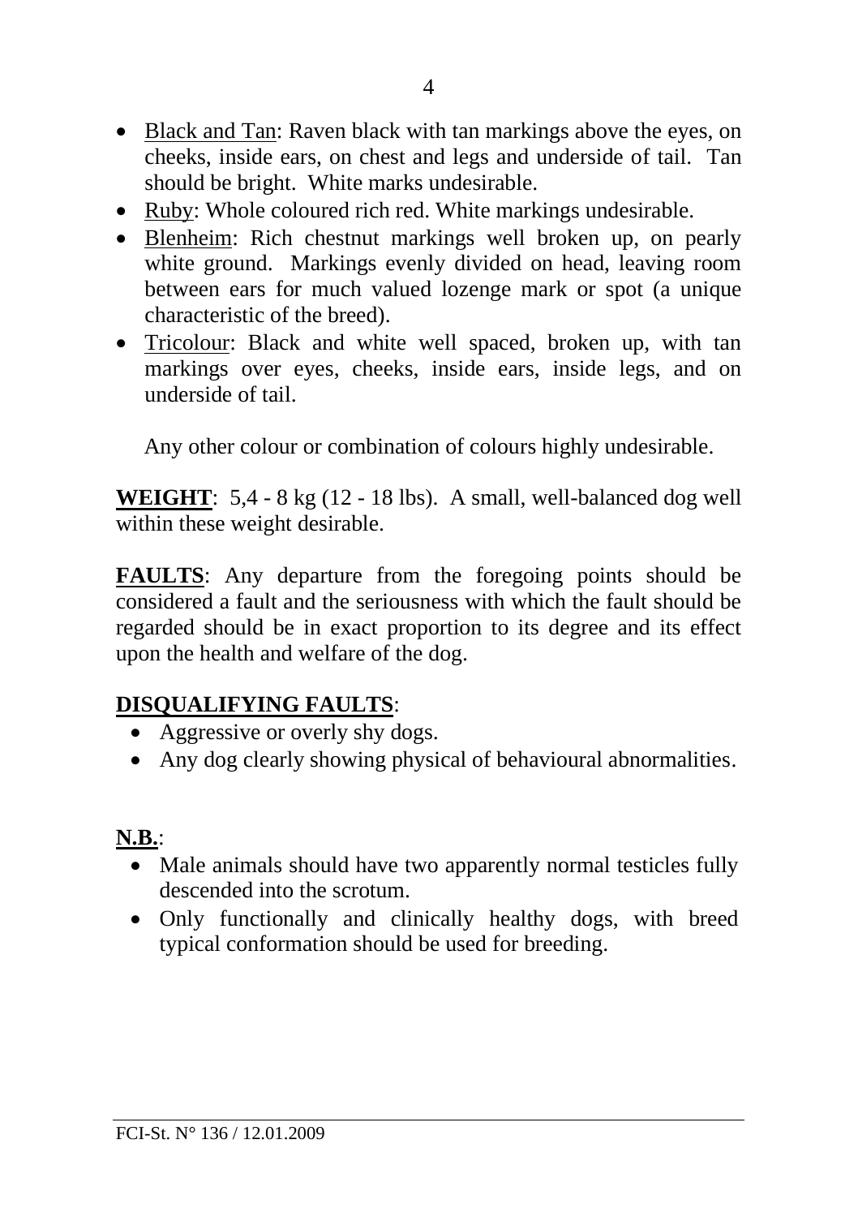- Black and Tan: Raven black with tan markings above the eyes, on cheeks, inside ears, on chest and legs and underside of tail. Tan should be bright. White marks undesirable.
- Ruby: Whole coloured rich red. White markings undesirable.
- Blenheim: Rich chestnut markings well broken up, on pearly white ground. Markings evenly divided on head, leaving room between ears for much valued lozenge mark or spot (a unique characteristic of the breed).
- Tricolour: Black and white well spaced, broken up, with tan markings over eyes, cheeks, inside ears, inside legs, and on underside of tail.

Any other colour or combination of colours highly undesirable.

**WEIGHT**: 5,4 - 8 kg (12 - 18 lbs). A small, well-balanced dog well within these weight desirable.

**FAULTS**: Any departure from the foregoing points should be considered a fault and the seriousness with which the fault should be regarded should be in exact proportion to its degree and its effect upon the health and welfare of the dog.

**DISQUALIFYING FAULTS**:

- Aggressive or overly shy dogs.
- Any dog clearly showing physical of behavioural abnormalities.

**N.B.**:

- Male animals should have two apparently normal testicles fully descended into the scrotum.
- Only functionally and clinically healthy dogs, with breed typical conformation should be used for breeding.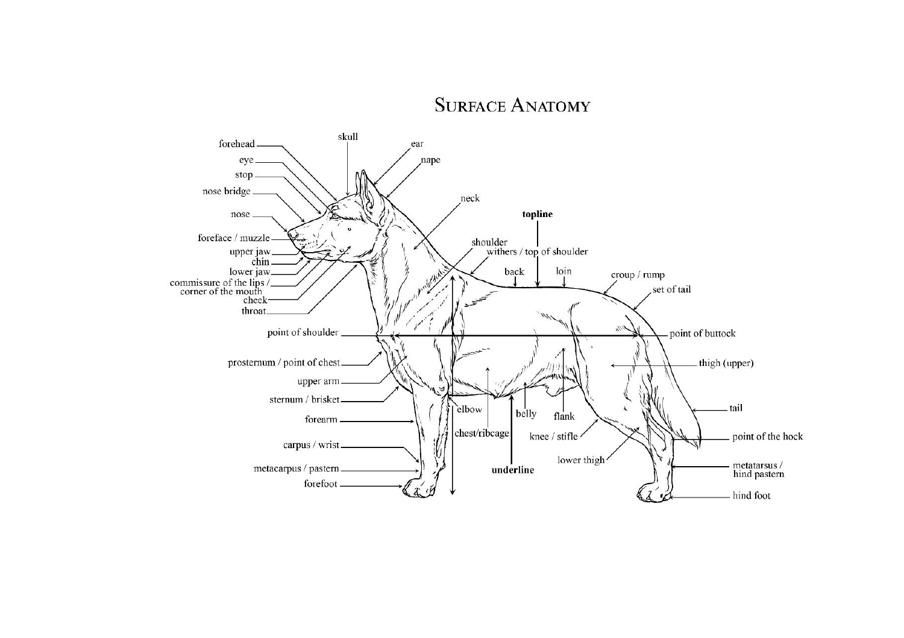# Surface Anatomy

forehead
eye
stop
nose bridge
nose
foreface / muzzle
upper jaw
chin
lower jaw
commissure of the lips / corner of the mouth
cheek
throat
skull
ear
nape
neck
topline
shoulder
withers / top of shoulder
back
loin
croup / rump
set of tail
point of shoulder
point of buttock
prosternum / point of chest
thigh (upper)
upper arm
sternum / brisket
elbow
belly
flank
tail
forearm
chest/ribcage
knee / stifle
point of the hock
carpus / wrist
lower thigh
metacarpus / pastern
underline
metatarsus / hind pastern
forefoot
hind foot